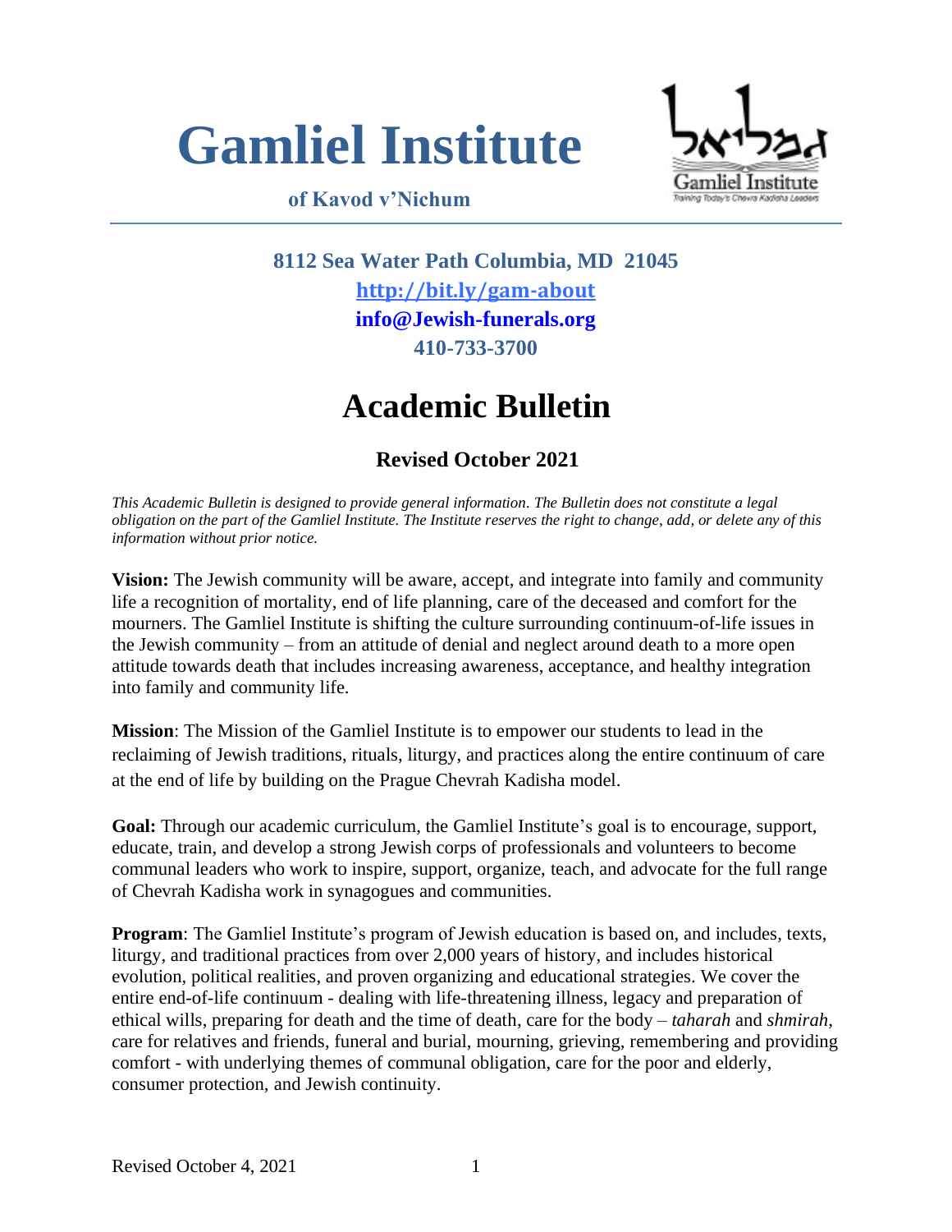# Gamliel Institute

**of Kavod v'Nichum**

**8112 Sea Water Path Columbia, MD 21045**

**http://bit.ly/gam-about**

**info@Jewish-funerals.org**

**410-733-3700**

# Academic Bulletin

### Revised October 2021

*This Academic Bulletin is designed to provide general information. The Bulletin does not constitute a legal obligation on the part of the Gamliel Institute. The Institute reserves the right to change, add, or delete any of this information without prior notice.*

**Vision:** The Jewish community will be aware, accept, and integrate into family and community life a recognition of mortality, end of life planning, care of the deceased and comfort for the mourners. The Gamliel Institute is shifting the culture surrounding continuum-of-life issues in the Jewish community – from an attitude of denial and neglect around death to a more open attitude towards death that includes increasing awareness, acceptance, and healthy integration into family and community life.

**Mission**: The Mission of the Gamliel Institute is to empower our students to lead in the reclaiming of Jewish traditions, rituals, liturgy, and practices along the entire continuum of care at the end of life by building on the Prague Chevrah Kadisha model.

**Goal:** Through our academic curriculum, the Gamliel Institute's goal is to encourage, support, educate, train, and develop a strong Jewish corps of professionals and volunteers to become communal leaders who work to inspire, support, organize, teach, and advocate for the full range of Chevrah Kadisha work in synagogues and communities.

**Program**: The Gamliel Institute's program of Jewish education is based on, and includes, texts, liturgy, and traditional practices from over 2,000 years of history, and includes historical evolution, political realities, and proven organizing and educational strategies. We cover the entire end-of-life continuum - dealing with life-threatening illness, legacy and preparation of ethical wills, preparing for death and the time of death, care for the body – *taharah* and *shmirah*, care for relatives and friends, funeral and burial, mourning, grieving, remembering and providing comfort - with underlying themes of communal obligation, care for the poor and elderly, consumer protection, and Jewish continuity.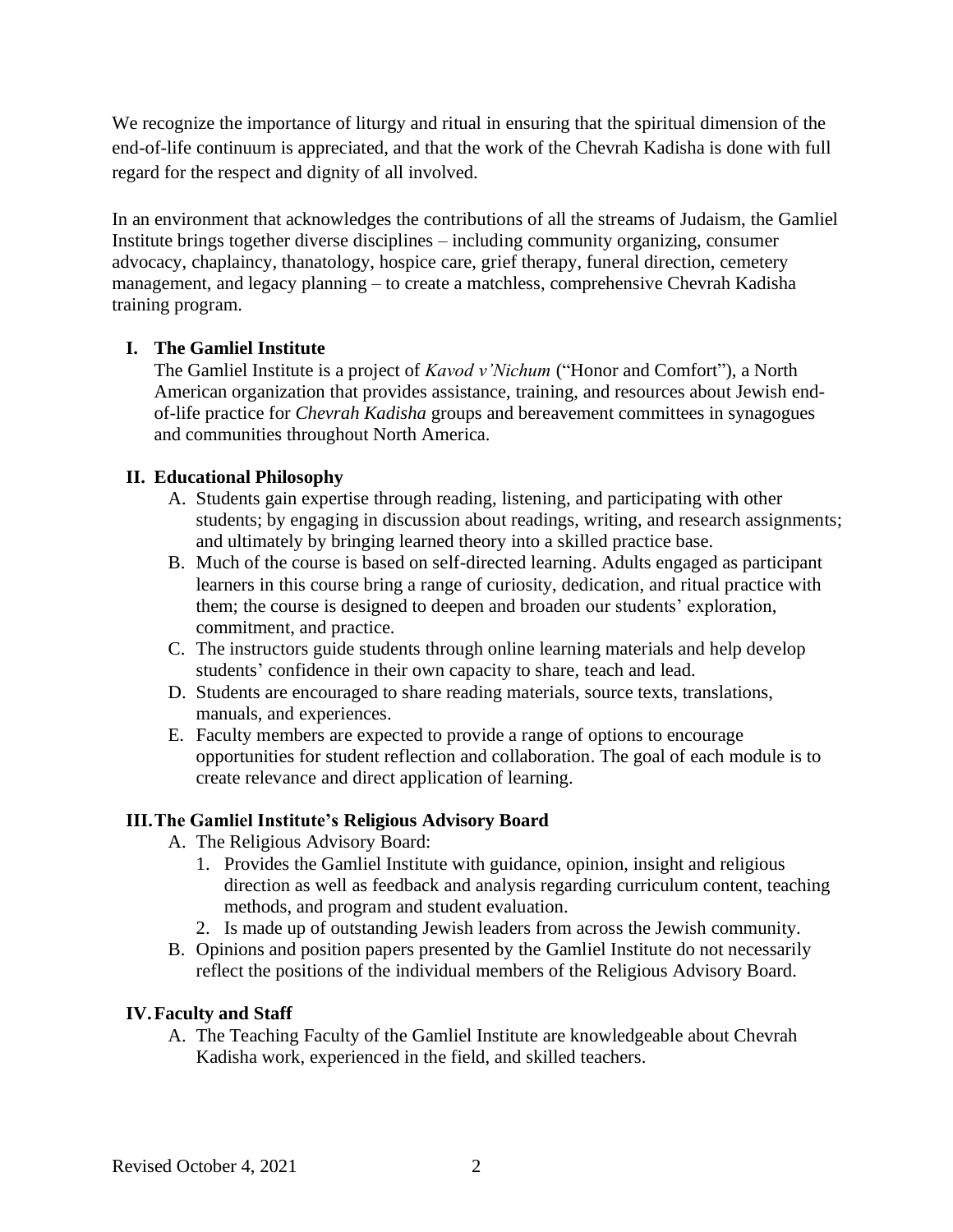We recognize the importance of liturgy and ritual in ensuring that the spiritual dimension of the end-of-life continuum is appreciated, and that the work of the Chevrah Kadisha is done with full regard for the respect and dignity of all involved.

In an environment that acknowledges the contributions of all the streams of Judaism, the Gamliel Institute brings together diverse disciplines – including community organizing, consumer advocacy, chaplaincy, thanatology, hospice care, grief therapy, funeral direction, cemetery management, and legacy planning – to create a matchless, comprehensive Chevrah Kadisha training program.

## I. The Gamliel Institute

The Gamliel Institute is a project of *Kavod v'Nichum* ("Honor and Comfort"), a North American organization that provides assistance, training, and resources about Jewish end-of-life practice for *Chevrah Kadisha* groups and bereavement committees in synagogues and communities throughout North America.

## II. Educational Philosophy

A. Students gain expertise through reading, listening, and participating with other students; by engaging in discussion about readings, writing, and research assignments; and ultimately by bringing learned theory into a skilled practice base.

B. Much of the course is based on self-directed learning. Adults engaged as participant learners in this course bring a range of curiosity, dedication, and ritual practice with them; the course is designed to deepen and broaden our students' exploration, commitment, and practice.

C. The instructors guide students through online learning materials and help develop students' confidence in their own capacity to share, teach and lead.

D. Students are encouraged to share reading materials, source texts, translations, manuals, and experiences.

E. Faculty members are expected to provide a range of options to encourage opportunities for student reflection and collaboration. The goal of each module is to create relevance and direct application of learning.

## III. The Gamliel Institute's Religious Advisory Board

A. The Religious Advisory Board:

1. Provides the Gamliel Institute with guidance, opinion, insight and religious direction as well as feedback and analysis regarding curriculum content, teaching methods, and program and student evaluation.
2. Is made up of outstanding Jewish leaders from across the Jewish community.

B. Opinions and position papers presented by the Gamliel Institute do not necessarily reflect the positions of the individual members of the Religious Advisory Board.

## IV. Faculty and Staff

A. The Teaching Faculty of the Gamliel Institute are knowledgeable about Chevrah Kadisha work, experienced in the field, and skilled teachers.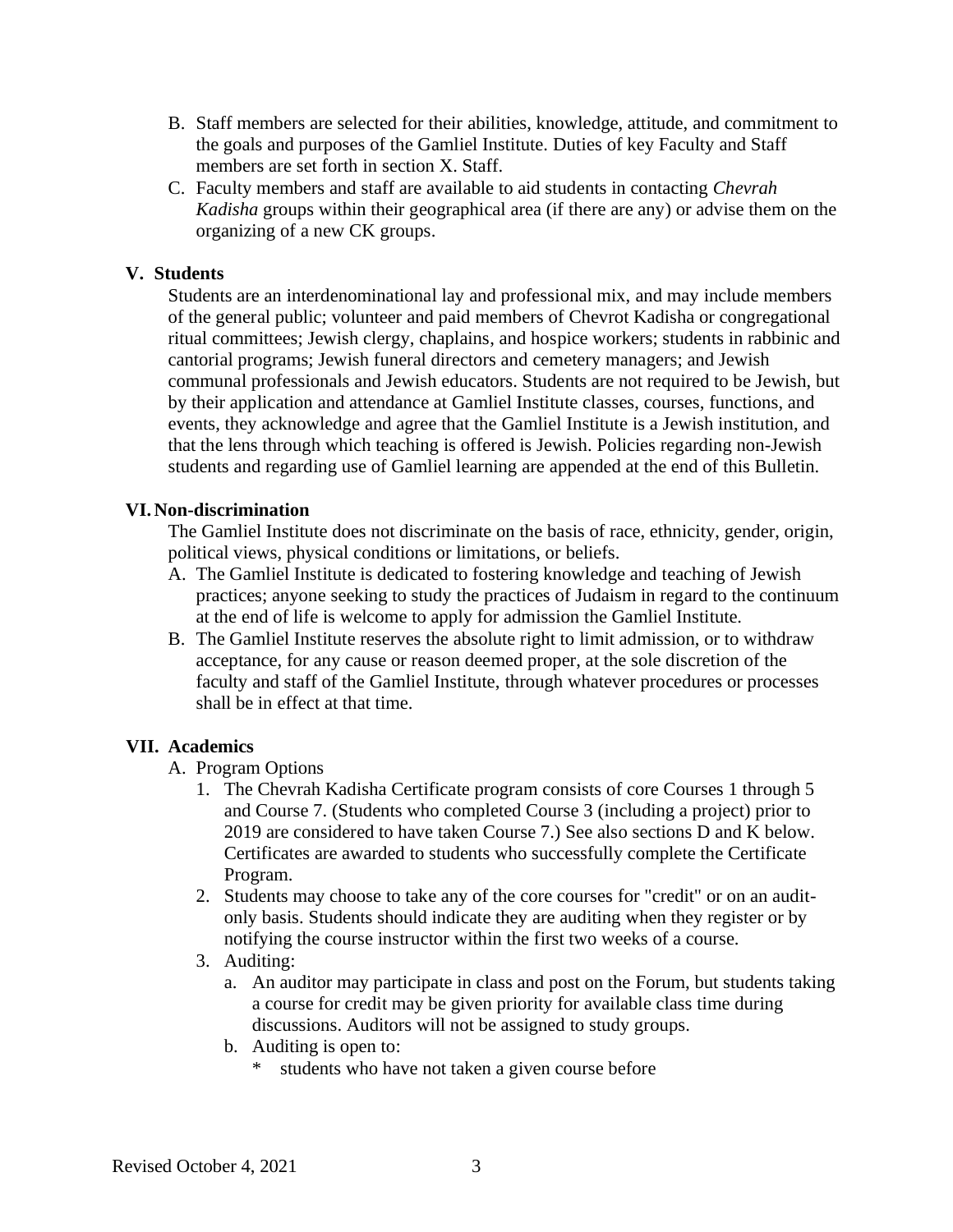B. Staff members are selected for their abilities, knowledge, attitude, and commitment to the goals and purposes of the Gamliel Institute. Duties of key Faculty and Staff members are set forth in section X. Staff.

C. Faculty members and staff are available to aid students in contacting *Chevrah Kadisha* groups within their geographical area (if there are any) or advise them on the organizing of a new CK groups.

## V. Students

Students are an interdenominational lay and professional mix, and may include members of the general public; volunteer and paid members of Chevrot Kadisha or congregational ritual committees; Jewish clergy, chaplains, and hospice workers; students in rabbinic and cantorial programs; Jewish funeral directors and cemetery managers; and Jewish communal professionals and Jewish educators. Students are not required to be Jewish, but by their application and attendance at Gamliel Institute classes, courses, functions, and events, they acknowledge and agree that the Gamliel Institute is a Jewish institution, and that the lens through which teaching is offered is Jewish. Policies regarding non-Jewish students and regarding use of Gamliel learning are appended at the end of this Bulletin.

## VI. Non-discrimination

The Gamliel Institute does not discriminate on the basis of race, ethnicity, gender, origin, political views, physical conditions or limitations, or beliefs.

A. The Gamliel Institute is dedicated to fostering knowledge and teaching of Jewish practices; anyone seeking to study the practices of Judaism in regard to the continuum at the end of life is welcome to apply for admission the Gamliel Institute.

B. The Gamliel Institute reserves the absolute right to limit admission, or to withdraw acceptance, for any cause or reason deemed proper, at the sole discretion of the faculty and staff of the Gamliel Institute, through whatever procedures or processes shall be in effect at that time.

## VII. Academics

A. Program Options

1. The Chevrah Kadisha Certificate program consists of core Courses 1 through 5 and Course 7. (Students who completed Course 3 (including a project) prior to 2019 are considered to have taken Course 7.) See also sections D and K below. Certificates are awarded to students who successfully complete the Certificate Program.
2. Students may choose to take any of the core courses for "credit" or on an audit-only basis. Students should indicate they are auditing when they register or by notifying the course instructor within the first two weeks of a course.
3. Auditing:
   a. An auditor may participate in class and post on the Forum, but students taking a course for credit may be given priority for available class time during discussions. Auditors will not be assigned to study groups.
   b. Auditing is open to:
      * students who have not taken a given course before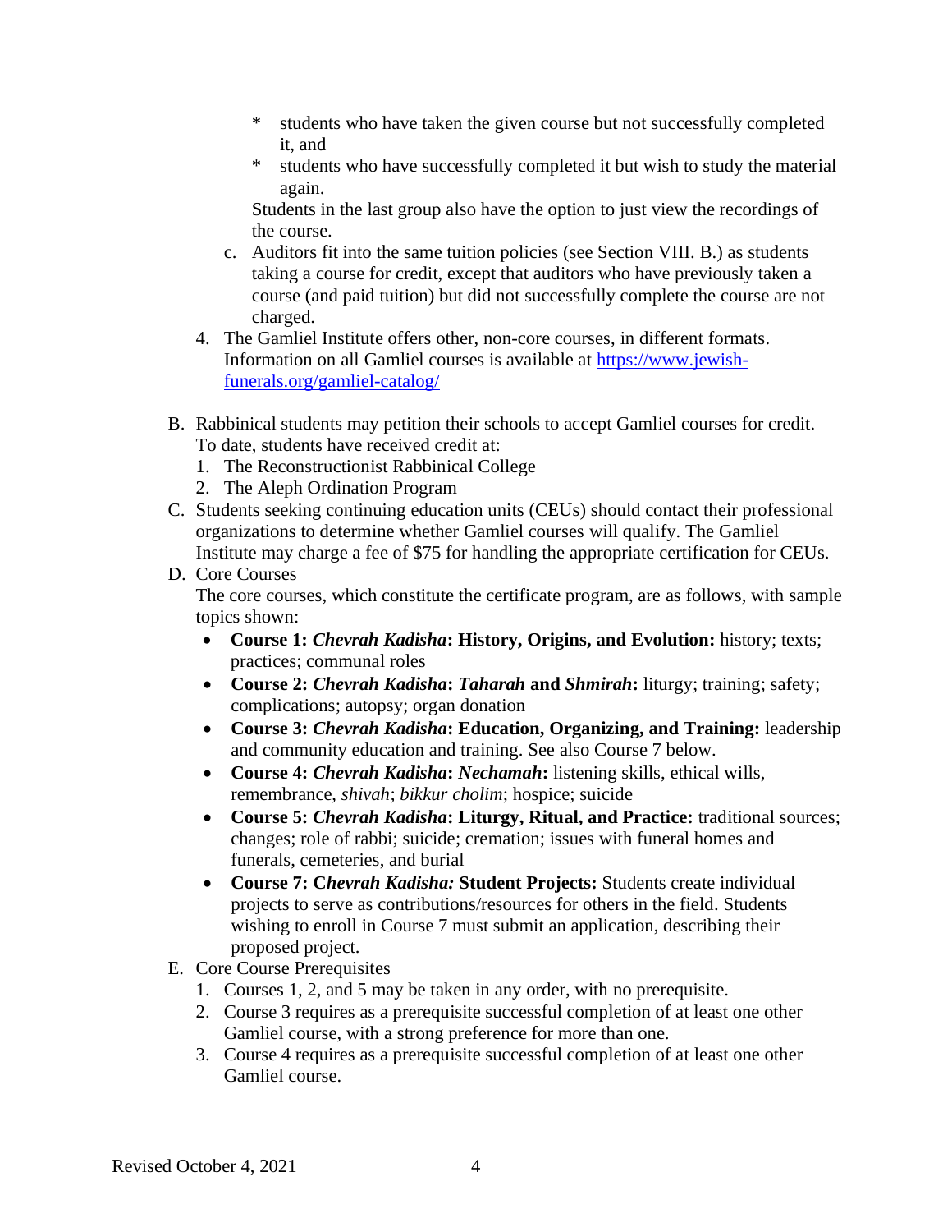* students who have taken the given course but not successfully completed it, and
   * students who have successfully completed it but wish to study the material again.

   Students in the last group also have the option to just view the recordings of the course.

   c. Auditors fit into the same tuition policies (see Section VIII. B.) as students taking a course for credit, except that auditors who have previously taken a course (and paid tuition) but did not successfully complete the course are not charged.

4. The Gamliel Institute offers other, non-core courses, in different formats. Information on all Gamliel courses is available at [https://www.jewish-funerals.org/gamliel-catalog/](https://www.jewish-funerals.org/gamliel-catalog/)

B. Rabbinical students may petition their schools to accept Gamliel courses for credit. To date, students have received credit at:
   1. The Reconstructionist Rabbinical College
   2. The Aleph Ordination Program

C. Students seeking continuing education units (CEUs) should contact their professional organizations to determine whether Gamliel courses will qualify. The Gamliel Institute may charge a fee of $75 for handling the appropriate certification for CEUs.

D. Core Courses

   The core courses, which constitute the certificate program, are as follows, with sample topics shown:

   - **Course 1: *Chevrah Kadisha*: History, Origins, and Evolution:** history; texts; practices; communal roles
   - **Course 2: *Chevrah Kadisha*: *Taharah* and *Shmirah*:** liturgy; training; safety; complications; autopsy; organ donation
   - **Course 3: *Chevrah Kadisha*: Education, Organizing, and Training:** leadership and community education and training. See also Course 7 below.
   - **Course 4: *Chevrah Kadisha*: *Nechamah*:** listening skills, ethical wills, remembrance, *shivah*; *bikkur cholim*; hospice; suicide
   - **Course 5: *Chevrah Kadisha*: Liturgy, Ritual, and Practice:** traditional sources; changes; role of rabbi; suicide; cremation; issues with funeral homes and funerals, cemeteries, and burial
   - **Course 7: C*hevrah Kadisha:* Student Projects:** Students create individual projects to serve as contributions/resources for others in the field. Students wishing to enroll in Course 7 must submit an application, describing their proposed project.

E. Core Course Prerequisites
   1. Courses 1, 2, and 5 may be taken in any order, with no prerequisite.
   2. Course 3 requires as a prerequisite successful completion of at least one other Gamliel course, with a strong preference for more than one.
   3. Course 4 requires as a prerequisite successful completion of at least one other Gamliel course.

Revised October 4, 2021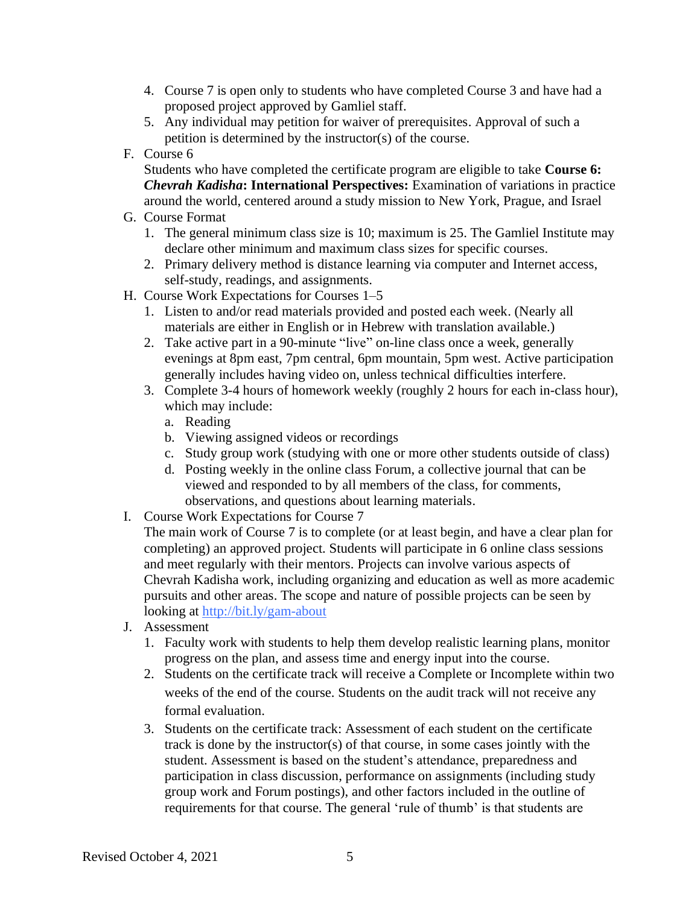4. Course 7 is open only to students who have completed Course 3 and have had a proposed project approved by Gamliel staff.
5. Any individual may petition for waiver of prerequisites. Approval of such a petition is determined by the instructor(s) of the course.

F. Course 6

Students who have completed the certificate program are eligible to take **Course 6: *Chevrah Kadisha*: International Perspectives:** Examination of variations in practice around the world, centered around a study mission to New York, Prague, and Israel

G. Course Format

1. The general minimum class size is 10; maximum is 25. The Gamliel Institute may declare other minimum and maximum class sizes for specific courses.
2. Primary delivery method is distance learning via computer and Internet access, self-study, readings, and assignments.

H. Course Work Expectations for Courses 1–5

1. Listen to and/or read materials provided and posted each week. (Nearly all materials are either in English or in Hebrew with translation available.)
2. Take active part in a 90-minute "live" on-line class once a week, generally evenings at 8pm east, 7pm central, 6pm mountain, 5pm west. Active participation generally includes having video on, unless technical difficulties interfere.
3. Complete 3-4 hours of homework weekly (roughly 2 hours for each in-class hour), which may include:
   a. Reading
   b. Viewing assigned videos or recordings
   c. Study group work (studying with one or more other students outside of class)
   d. Posting weekly in the online class Forum, a collective journal that can be viewed and responded to by all members of the class, for comments, observations, and questions about learning materials.

I. Course Work Expectations for Course 7

The main work of Course 7 is to complete (or at least begin, and have a clear plan for completing) an approved project. Students will participate in 6 online class sessions and meet regularly with their mentors. Projects can involve various aspects of Chevrah Kadisha work, including organizing and education as well as more academic pursuits and other areas. The scope and nature of possible projects can be seen by looking at [http://bit.ly/gam-about](http://bit.ly/gam-about)

J. Assessment

1. Faculty work with students to help them develop realistic learning plans, monitor progress on the plan, and assess time and energy input into the course.
2. Students on the certificate track will receive a Complete or Incomplete within two weeks of the end of the course. Students on the audit track will not receive any formal evaluation.
3. Students on the certificate track: Assessment of each student on the certificate track is done by the instructor(s) of that course, in some cases jointly with the student. Assessment is based on the student's attendance, preparedness and participation in class discussion, performance on assignments (including study group work and Forum postings), and other factors included in the outline of requirements for that course. The general 'rule of thumb' is that students are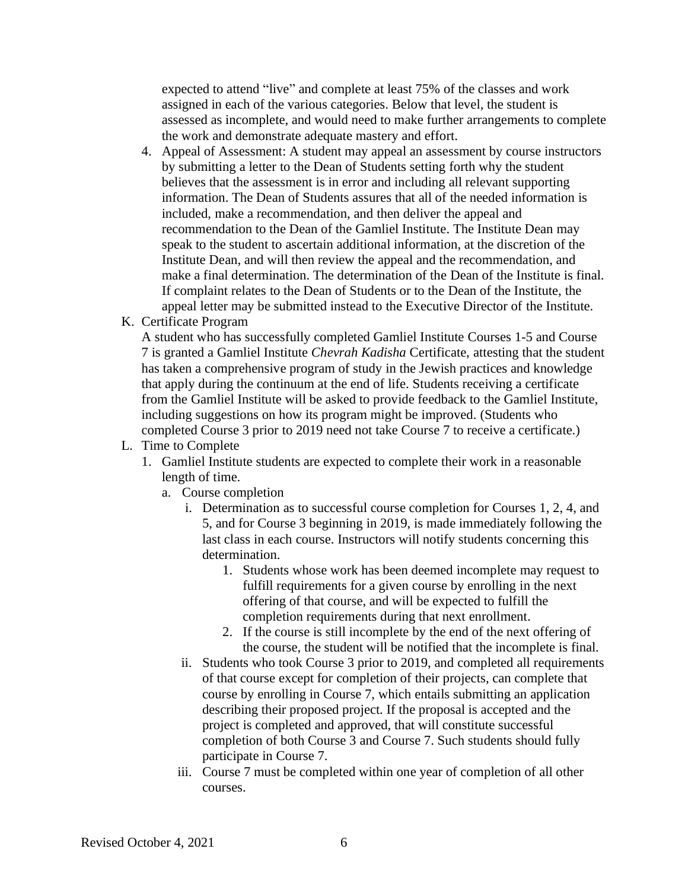expected to attend "live" and complete at least 75% of the classes and work assigned in each of the various categories. Below that level, the student is assessed as incomplete, and would need to make further arrangements to complete the work and demonstrate adequate mastery and effort.

4. Appeal of Assessment: A student may appeal an assessment by course instructors by submitting a letter to the Dean of Students setting forth why the student believes that the assessment is in error and including all relevant supporting information. The Dean of Students assures that all of the needed information is included, make a recommendation, and then deliver the appeal and recommendation to the Dean of the Gamliel Institute. The Institute Dean may speak to the student to ascertain additional information, at the discretion of the Institute Dean, and will then review the appeal and the recommendation, and make a final determination. The determination of the Dean of the Institute is final. If complaint relates to the Dean of Students or to the Dean of the Institute, the appeal letter may be submitted instead to the Executive Director of the Institute.

K. Certificate Program

A student who has successfully completed Gamliel Institute Courses 1-5 and Course 7 is granted a Gamliel Institute *Chevrah Kadisha* Certificate, attesting that the student has taken a comprehensive program of study in the Jewish practices and knowledge that apply during the continuum at the end of life. Students receiving a certificate from the Gamliel Institute will be asked to provide feedback to the Gamliel Institute, including suggestions on how its program might be improved. (Students who completed Course 3 prior to 2019 need not take Course 7 to receive a certificate.)

L. Time to Complete

1. Gamliel Institute students are expected to complete their work in a reasonable length of time.
   a. Course completion
      i. Determination as to successful course completion for Courses 1, 2, 4, and 5, and for Course 3 beginning in 2019, is made immediately following the last class in each course. Instructors will notify students concerning this determination.
         1. Students whose work has been deemed incomplete may request to fulfill requirements for a given course by enrolling in the next offering of that course, and will be expected to fulfill the completion requirements during that next enrollment.
         2. If the course is still incomplete by the end of the next offering of the course, the student will be notified that the incomplete is final.
      ii. Students who took Course 3 prior to 2019, and completed all requirements of that course except for completion of their projects, can complete that course by enrolling in Course 7, which entails submitting an application describing their proposed project. If the proposal is accepted and the project is completed and approved, that will constitute successful completion of both Course 3 and Course 7. Such students should fully participate in Course 7.
      iii. Course 7 must be completed within one year of completion of all other courses.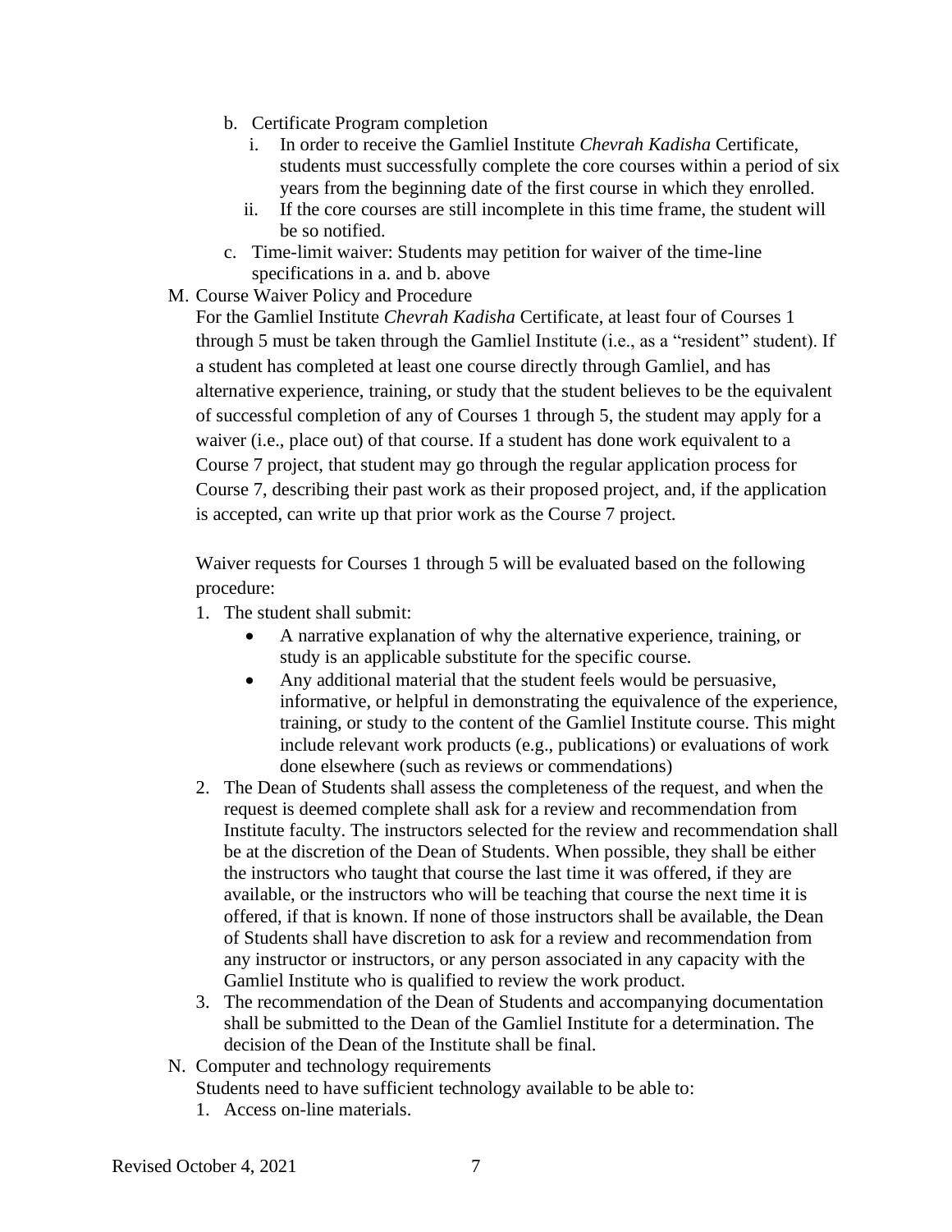b. Certificate Program completion
   i. In order to receive the Gamliel Institute *Chevrah Kadisha* Certificate, students must successfully complete the core courses within a period of six years from the beginning date of the first course in which they enrolled.
   ii. If the core courses are still incomplete in this time frame, the student will be so notified.

c. Time-limit waiver: Students may petition for waiver of the time-line specifications in a. and b. above

M. Course Waiver Policy and Procedure

For the Gamliel Institute *Chevrah Kadisha* Certificate, at least four of Courses 1 through 5 must be taken through the Gamliel Institute (i.e., as a "resident" student). If a student has completed at least one course directly through Gamliel, and has alternative experience, training, or study that the student believes to be the equivalent of successful completion of any of Courses 1 through 5, the student may apply for a waiver (i.e., place out) of that course. If a student has done work equivalent to a Course 7 project, that student may go through the regular application process for Course 7, describing their past work as their proposed project, and, if the application is accepted, can write up that prior work as the Course 7 project.

Waiver requests for Courses 1 through 5 will be evaluated based on the following procedure:

1. The student shall submit:
   - A narrative explanation of why the alternative experience, training, or study is an applicable substitute for the specific course.
   - Any additional material that the student feels would be persuasive, informative, or helpful in demonstrating the equivalence of the experience, training, or study to the content of the Gamliel Institute course. This might include relevant work products (e.g., publications) or evaluations of work done elsewhere (such as reviews or commendations)
2. The Dean of Students shall assess the completeness of the request, and when the request is deemed complete shall ask for a review and recommendation from Institute faculty. The instructors selected for the review and recommendation shall be at the discretion of the Dean of Students. When possible, they shall be either the instructors who taught that course the last time it was offered, if they are available, or the instructors who will be teaching that course the next time it is offered, if that is known. If none of those instructors shall be available, the Dean of Students shall have discretion to ask for a review and recommendation from any instructor or instructors, or any person associated in any capacity with the Gamliel Institute who is qualified to review the work product.
3. The recommendation of the Dean of Students and accompanying documentation shall be submitted to the Dean of the Gamliel Institute for a determination. The decision of the Dean of the Institute shall be final.

N. Computer and technology requirements

Students need to have sufficient technology available to be able to:

1. Access on-line materials.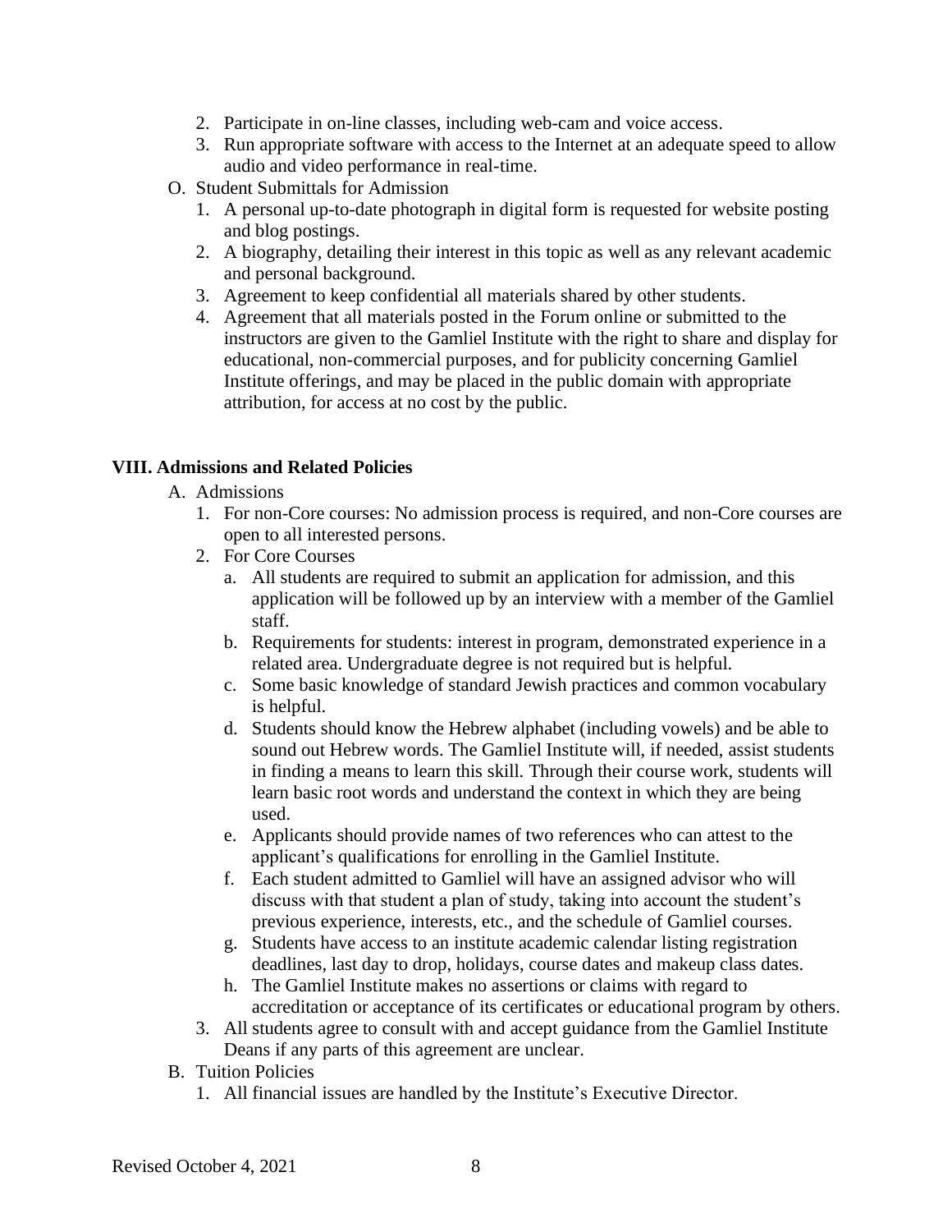2. Participate in on-line classes, including web-cam and voice access.
3. Run appropriate software with access to the Internet at an adequate speed to allow audio and video performance in real-time.

O. Student Submittals for Admission

1. A personal up-to-date photograph in digital form is requested for website posting and blog postings.
2. A biography, detailing their interest in this topic as well as any relevant academic and personal background.
3. Agreement to keep confidential all materials shared by other students.
4. Agreement that all materials posted in the Forum online or submitted to the instructors are given to the Gamliel Institute with the right to share and display for educational, non-commercial purposes, and for publicity concerning Gamliel Institute offerings, and may be placed in the public domain with appropriate attribution, for access at no cost by the public.

## VIII. Admissions and Related Policies

A. Admissions

1. For non-Core courses: No admission process is required, and non-Core courses are open to all interested persons.
2. For Core Courses
    a. All students are required to submit an application for admission, and this application will be followed up by an interview with a member of the Gamliel staff.
    b. Requirements for students: interest in program, demonstrated experience in a related area. Undergraduate degree is not required but is helpful.
    c. Some basic knowledge of standard Jewish practices and common vocabulary is helpful.
    d. Students should know the Hebrew alphabet (including vowels) and be able to sound out Hebrew words. The Gamliel Institute will, if needed, assist students in finding a means to learn this skill. Through their course work, students will learn basic root words and understand the context in which they are being used.
    e. Applicants should provide names of two references who can attest to the applicant's qualifications for enrolling in the Gamliel Institute.
    f. Each student admitted to Gamliel will have an assigned advisor who will discuss with that student a plan of study, taking into account the student's previous experience, interests, etc., and the schedule of Gamliel courses.
    g. Students have access to an institute academic calendar listing registration deadlines, last day to drop, holidays, course dates and makeup class dates.
    h. The Gamliel Institute makes no assertions or claims with regard to accreditation or acceptance of its certificates or educational program by others.
3. All students agree to consult with and accept guidance from the Gamliel Institute Deans if any parts of this agreement are unclear.

B. Tuition Policies

1. All financial issues are handled by the Institute's Executive Director.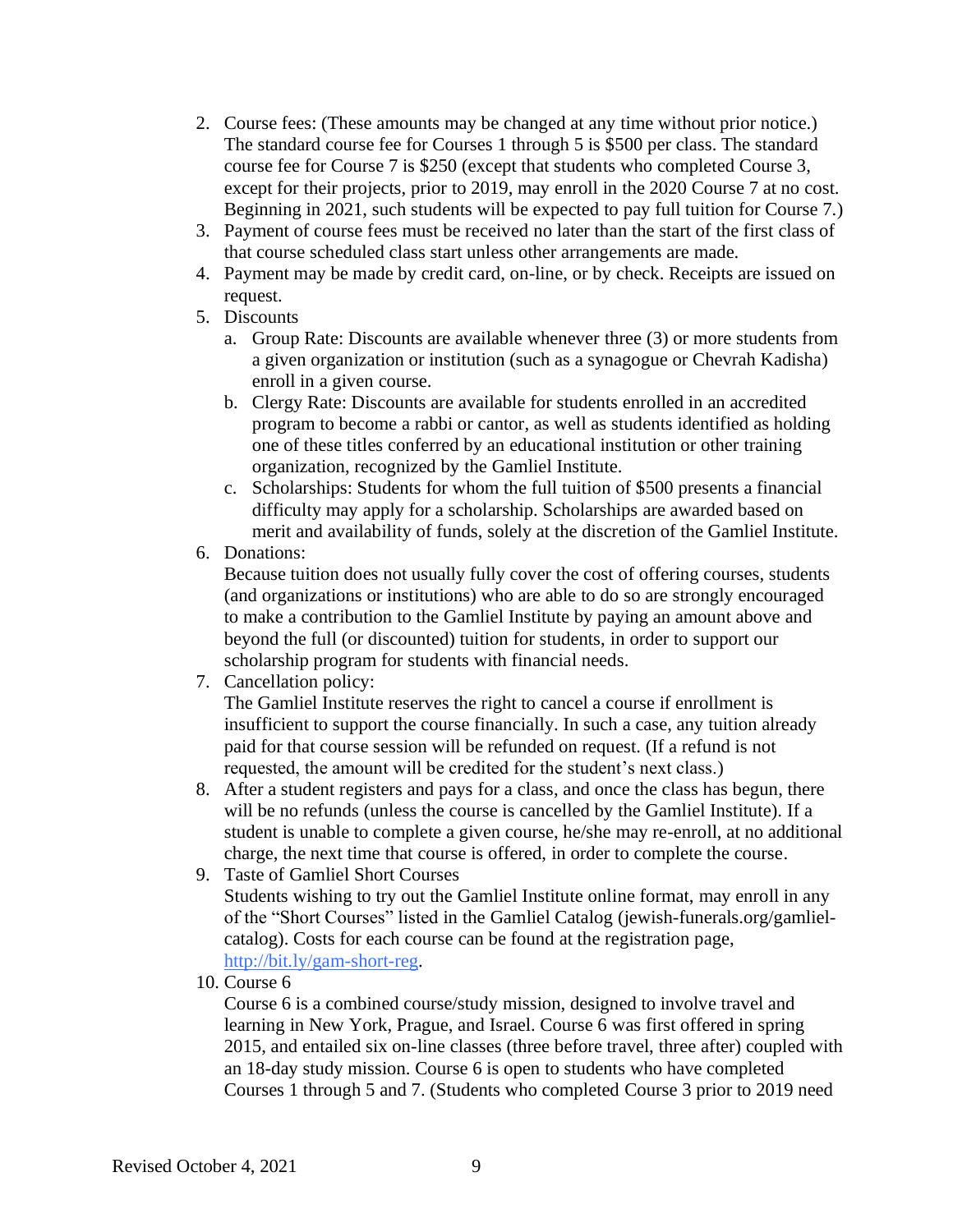2. Course fees: (These amounts may be changed at any time without prior notice.) The standard course fee for Courses 1 through 5 is $500 per class. The standard course fee for Course 7 is $250 (except that students who completed Course 3, except for their projects, prior to 2019, may enroll in the 2020 Course 7 at no cost. Beginning in 2021, such students will be expected to pay full tuition for Course 7.)
3. Payment of course fees must be received no later than the start of the first class of that course scheduled class start unless other arrangements are made.
4. Payment may be made by credit card, on-line, or by check. Receipts are issued on request.
5. Discounts
   a. Group Rate: Discounts are available whenever three (3) or more students from a given organization or institution (such as a synagogue or Chevrah Kadisha) enroll in a given course.
   b. Clergy Rate: Discounts are available for students enrolled in an accredited program to become a rabbi or cantor, as well as students identified as holding one of these titles conferred by an educational institution or other training organization, recognized by the Gamliel Institute.
   c. Scholarships: Students for whom the full tuition of $500 presents a financial difficulty may apply for a scholarship. Scholarships are awarded based on merit and availability of funds, solely at the discretion of the Gamliel Institute.
6. Donations:
   Because tuition does not usually fully cover the cost of offering courses, students (and organizations or institutions) who are able to do so are strongly encouraged to make a contribution to the Gamliel Institute by paying an amount above and beyond the full (or discounted) tuition for students, in order to support our scholarship program for students with financial needs.
7. Cancellation policy:
   The Gamliel Institute reserves the right to cancel a course if enrollment is insufficient to support the course financially. In such a case, any tuition already paid for that course session will be refunded on request. (If a refund is not requested, the amount will be credited for the student's next class.)
8. After a student registers and pays for a class, and once the class has begun, there will be no refunds (unless the course is cancelled by the Gamliel Institute). If a student is unable to complete a given course, he/she may re-enroll, at no additional charge, the next time that course is offered, in order to complete the course.
9. Taste of Gamliel Short Courses
   Students wishing to try out the Gamliel Institute online format, may enroll in any of the "Short Courses" listed in the Gamliel Catalog (jewish-funerals.org/gamliel-catalog). Costs for each course can be found at the registration page, [http://bit.ly/gam-short-reg](http://bit.ly/gam-short-reg).
10. Course 6
    Course 6 is a combined course/study mission, designed to involve travel and learning in New York, Prague, and Israel. Course 6 was first offered in spring 2015, and entailed six on-line classes (three before travel, three after) coupled with an 18-day study mission. Course 6 is open to students who have completed Courses 1 through 5 and 7. (Students who completed Course 3 prior to 2019 need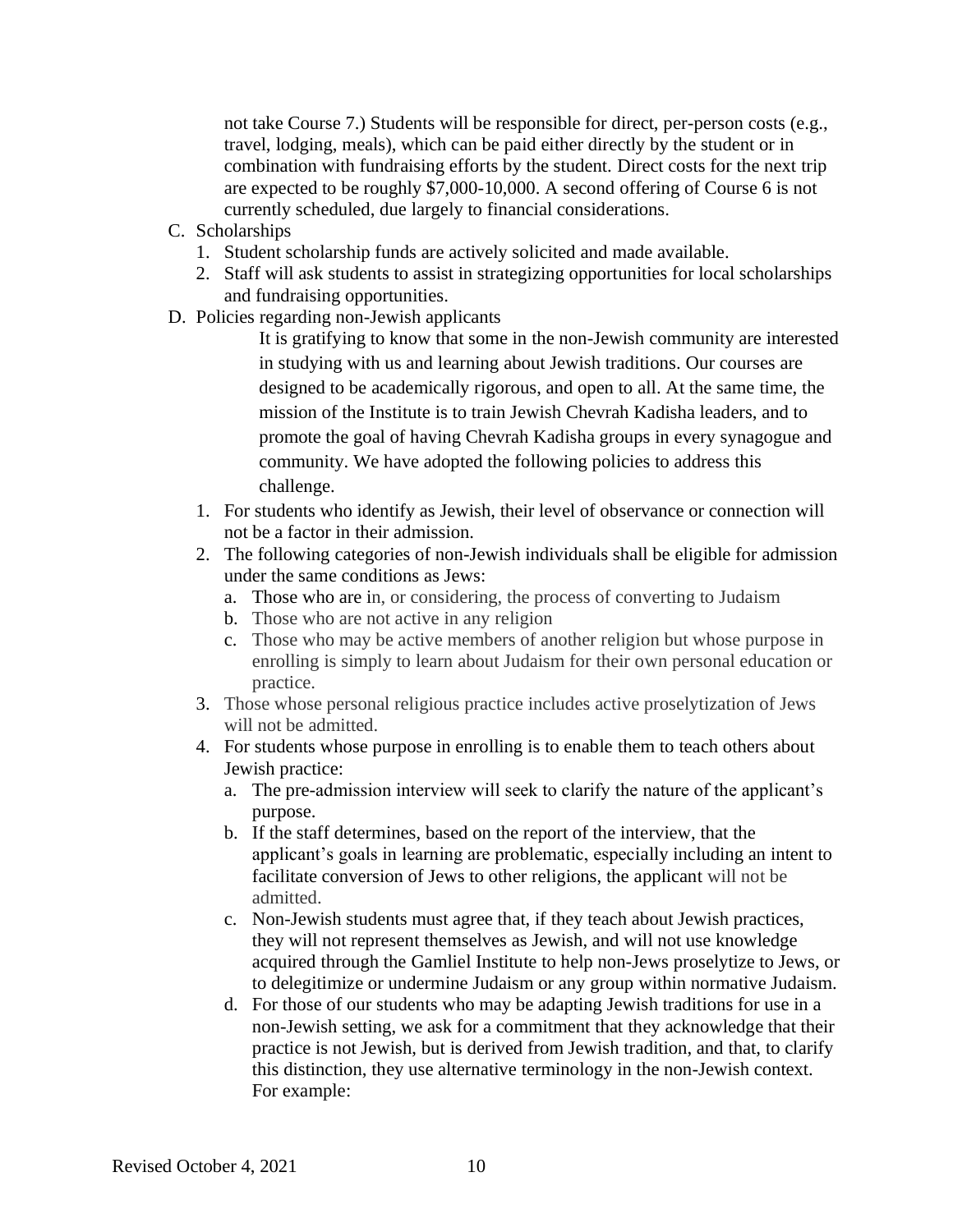not take Course 7.) Students will be responsible for direct, per-person costs (e.g., travel, lodging, meals), which can be paid either directly by the student or in combination with fundraising efforts by the student. Direct costs for the next trip are expected to be roughly $7,000-10,000. A second offering of Course 6 is not currently scheduled, due largely to financial considerations.

C. Scholarships
   1. Student scholarship funds are actively solicited and made available.
   2. Staff will ask students to assist in strategizing opportunities for local scholarships and fundraising opportunities.

D. Policies regarding non-Jewish applicants

   It is gratifying to know that some in the non-Jewish community are interested in studying with us and learning about Jewish traditions. Our courses are designed to be academically rigorous, and open to all. At the same time, the mission of the Institute is to train Jewish Chevrah Kadisha leaders, and to promote the goal of having Chevrah Kadisha groups in every synagogue and community. We have adopted the following policies to address this challenge.

   1. For students who identify as Jewish, their level of observance or connection will not be a factor in their admission.
   2. The following categories of non-Jewish individuals shall be eligible for admission under the same conditions as Jews:
      a. Those who are in, or considering, the process of converting to Judaism
      b. Those who are not active in any religion
      c. Those who may be active members of another religion but whose purpose in enrolling is simply to learn about Judaism for their own personal education or practice.
   3. Those whose personal religious practice includes active proselytization of Jews will not be admitted.
   4. For students whose purpose in enrolling is to enable them to teach others about Jewish practice:
      a. The pre-admission interview will seek to clarify the nature of the applicant's purpose.
      b. If the staff determines, based on the report of the interview, that the applicant's goals in learning are problematic, especially including an intent to facilitate conversion of Jews to other religions, the applicant will not be admitted.
      c. Non-Jewish students must agree that, if they teach about Jewish practices, they will not represent themselves as Jewish, and will not use knowledge acquired through the Gamliel Institute to help non-Jews proselytize to Jews, or to delegitimize or undermine Judaism or any group within normative Judaism.
      d. For those of our students who may be adapting Jewish traditions for use in a non-Jewish setting, we ask for a commitment that they acknowledge that their practice is not Jewish, but is derived from Jewish tradition, and that, to clarify this distinction, they use alternative terminology in the non-Jewish context. For example: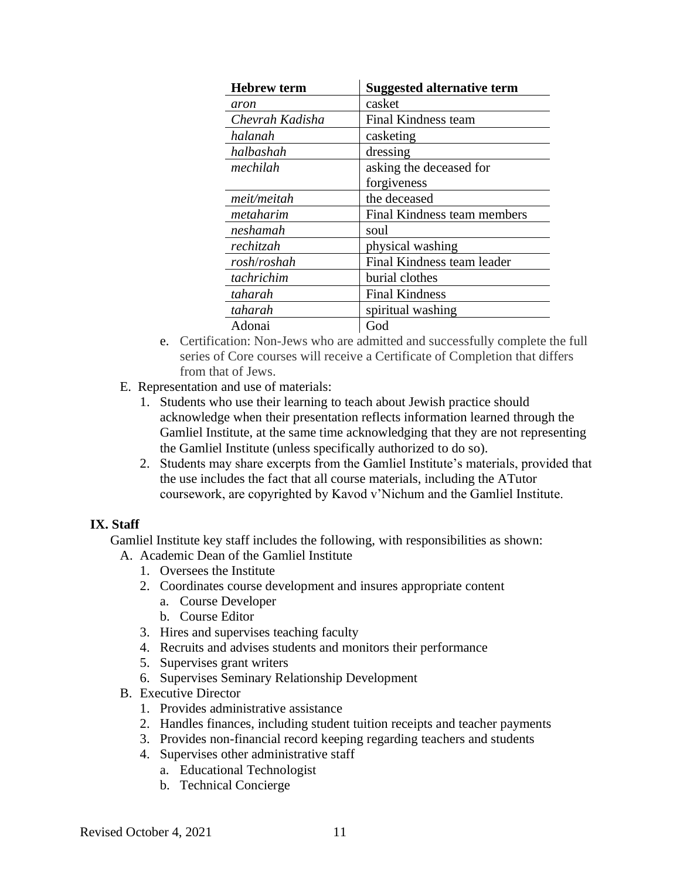| **Hebrew term** | **Suggested alternative term** |
|---|---|
| *aron* | casket |
| *Chevrah Kadisha* | Final Kindness team |
| *halanah* | casketing |
| *halbashah* | dressing |
| *mechilah* | asking the deceased for forgiveness |
| *meit/meitah* | the deceased |
| *metaharim* | Final Kindness team members |
| *neshamah* | soul |
| *rechitzah* | physical washing |
| *rosh*/*roshah* | Final Kindness team leader |
| *tachrichim* | burial clothes |
| *taharah* | Final Kindness |
| *taharah* | spiritual washing |
| Adonai | God |

e. Certification: Non-Jews who are admitted and successfully complete the full series of Core courses will receive a Certificate of Completion that differs from that of Jews.

E. Representation and use of materials:
   1. Students who use their learning to teach about Jewish practice should acknowledge when their presentation reflects information learned through the Gamliel Institute, at the same time acknowledging that they are not representing the Gamliel Institute (unless specifically authorized to do so).
   2. Students may share excerpts from the Gamliel Institute's materials, provided that the use includes the fact that all course materials, including the ATutor coursework, are copyrighted by Kavod v'Nichum and the Gamliel Institute.

## IX. Staff

Gamliel Institute key staff includes the following, with responsibilities as shown:

A. Academic Dean of the Gamliel Institute
   1. Oversees the Institute
   2. Coordinates course development and insures appropriate content
      a. Course Developer
      b. Course Editor
   3. Hires and supervises teaching faculty
   4. Recruits and advises students and monitors their performance
   5. Supervises grant writers
   6. Supervises Seminary Relationship Development

B. Executive Director
   1. Provides administrative assistance
   2. Handles finances, including student tuition receipts and teacher payments
   3. Provides non-financial record keeping regarding teachers and students
   4. Supervises other administrative staff
      a. Educational Technologist
      b. Technical Concierge

Revised October 4, 2021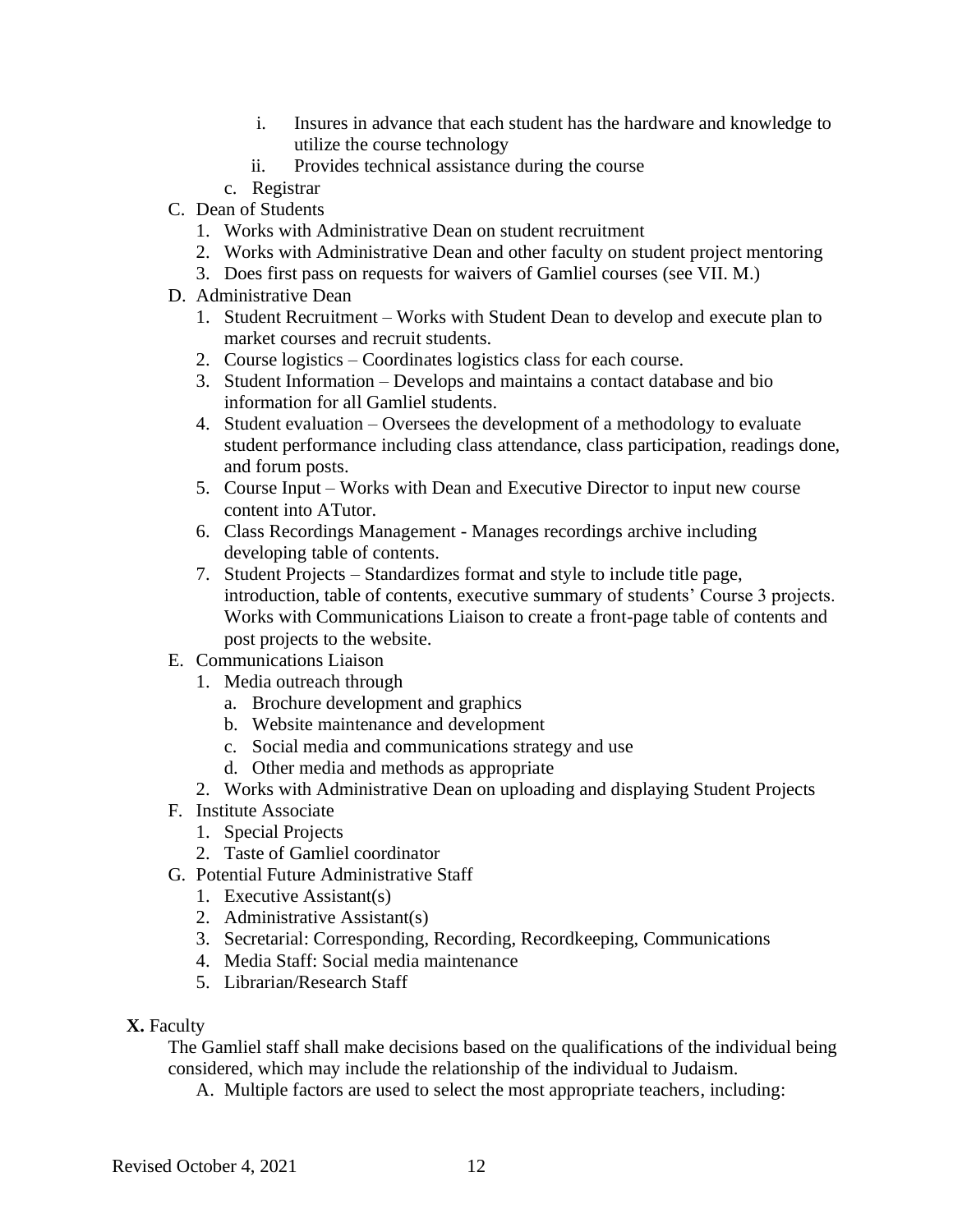i. Insures in advance that each student has the hardware and knowledge to utilize the course technology
            ii. Provides technical assistance during the course
        c. Registrar

C. Dean of Students
    1. Works with Administrative Dean on student recruitment
    2. Works with Administrative Dean and other faculty on student project mentoring
    3. Does first pass on requests for waivers of Gamliel courses (see VII. M.)

D. Administrative Dean
    1. Student Recruitment – Works with Student Dean to develop and execute plan to market courses and recruit students.
    2. Course logistics – Coordinates logistics class for each course.
    3. Student Information – Develops and maintains a contact database and bio information for all Gamliel students.
    4. Student evaluation – Oversees the development of a methodology to evaluate student performance including class attendance, class participation, readings done, and forum posts.
    5. Course Input – Works with Dean and Executive Director to input new course content into ATutor.
    6. Class Recordings Management - Manages recordings archive including developing table of contents.
    7. Student Projects – Standardizes format and style to include title page, introduction, table of contents, executive summary of students' Course 3 projects. Works with Communications Liaison to create a front-page table of contents and post projects to the website.

E. Communications Liaison
    1. Media outreach through
        a. Brochure development and graphics
        b. Website maintenance and development
        c. Social media and communications strategy and use
        d. Other media and methods as appropriate
    2. Works with Administrative Dean on uploading and displaying Student Projects

F. Institute Associate
    1. Special Projects
    2. Taste of Gamliel coordinator

G. Potential Future Administrative Staff
    1. Executive Assistant(s)
    2. Administrative Assistant(s)
    3. Secretarial: Corresponding, Recording, Recordkeeping, Communications
    4. Media Staff: Social media maintenance
    5. Librarian/Research Staff

**X.** Faculty

The Gamliel staff shall make decisions based on the qualifications of the individual being considered, which may include the relationship of the individual to Judaism.

A. Multiple factors are used to select the most appropriate teachers, including: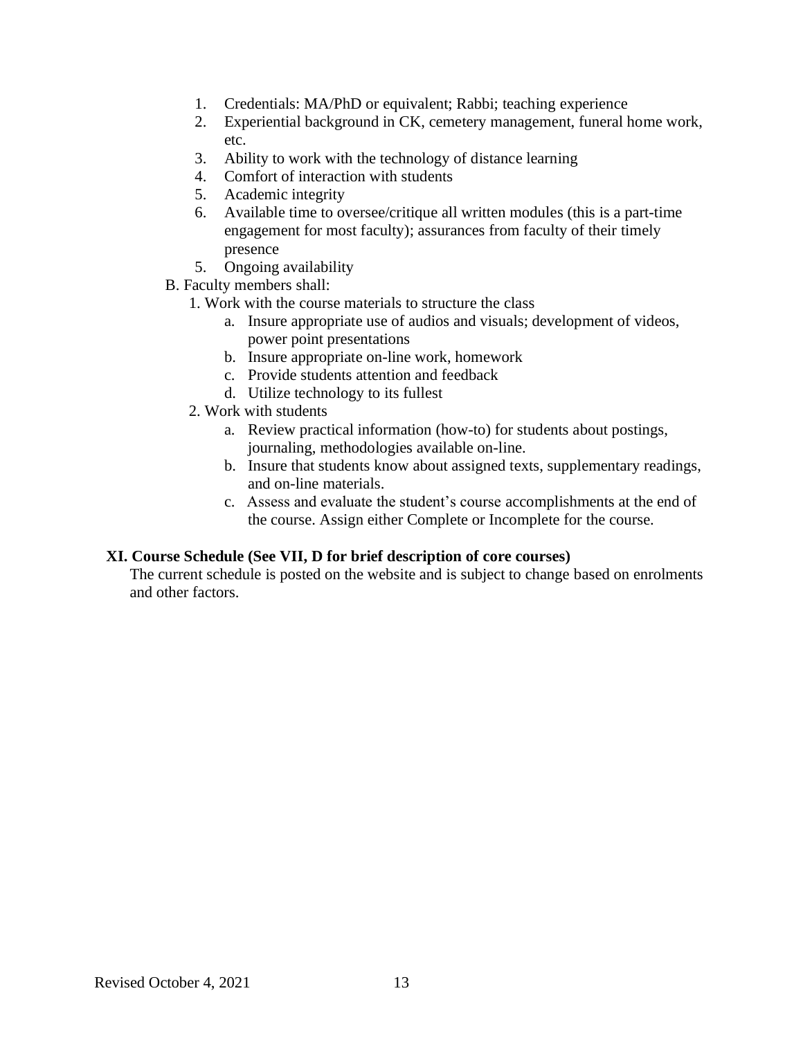1. Credentials: MA/PhD or equivalent; Rabbi; teaching experience
2. Experiential background in CK, cemetery management, funeral home work, etc.
3. Ability to work with the technology of distance learning
4. Comfort of interaction with students
5. Academic integrity
6. Available time to oversee/critique all written modules (this is a part-time engagement for most faculty); assurances from faculty of their timely presence
5. Ongoing availability

B. Faculty members shall:

1. Work with the course materials to structure the class
    a. Insure appropriate use of audios and visuals; development of videos, power point presentations
    b. Insure appropriate on-line work, homework
    c. Provide students attention and feedback
    d. Utilize technology to its fullest
2. Work with students
    a. Review practical information (how-to) for students about postings, journaling, methodologies available on-line.
    b. Insure that students know about assigned texts, supplementary readings, and on-line materials.
    c. Assess and evaluate the student's course accomplishments at the end of the course. Assign either Complete or Incomplete for the course.

**XI. Course Schedule (See VII, D for brief description of core courses)**

The current schedule is posted on the website and is subject to change based on enrolments and other factors.